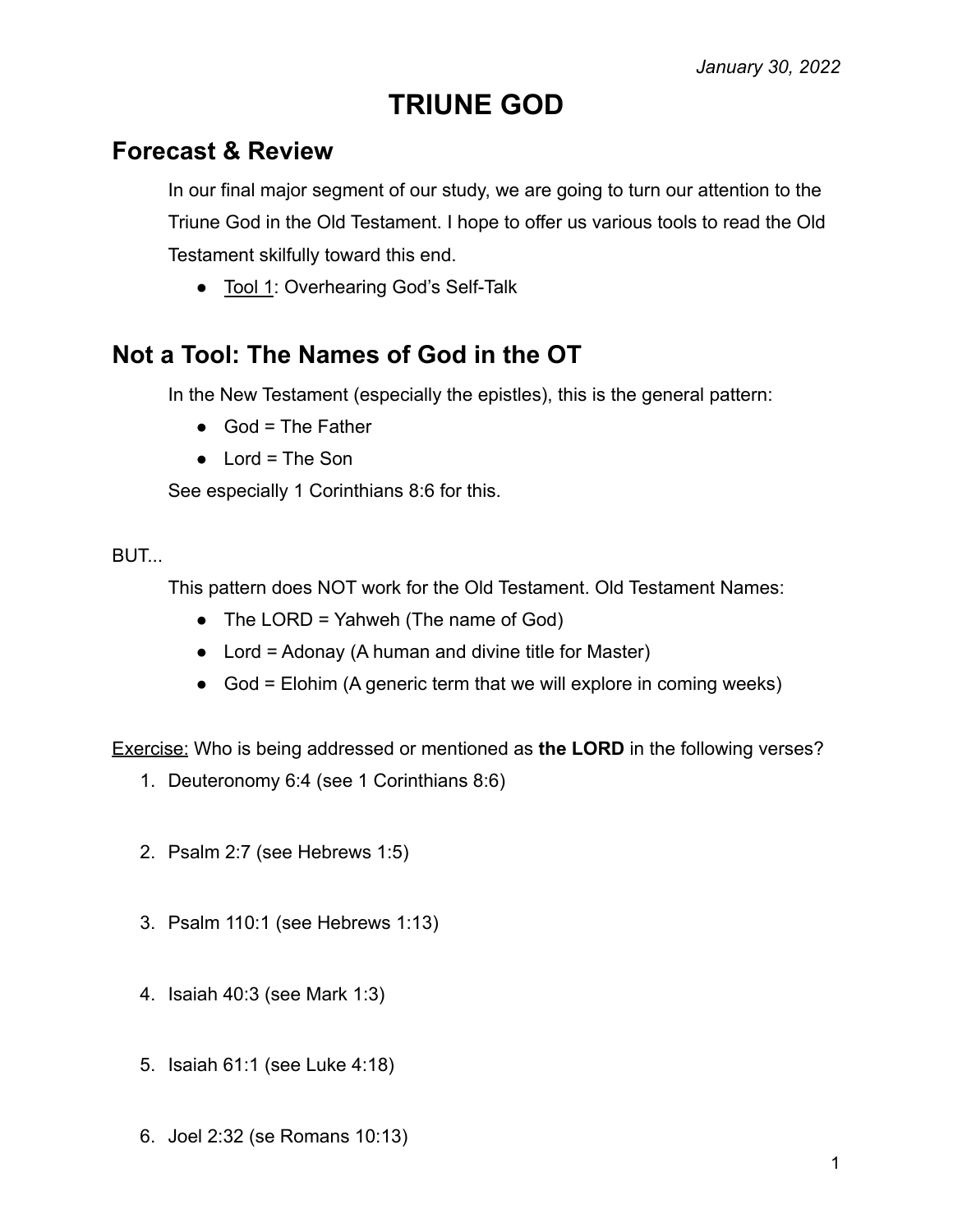*January 30, 2022*

# TRIUNE GOD

## Forecast & Review

In our final major segment of our study, we are going to turn our attention to the Triune God in the Old Testament. I hope to offer us various tools to read the Old Testament skilfully toward this end.

- Tool 1: Overhearing God's Self-Talk

## Not a Tool: The Names of God in the OT

In the New Testament (especially the epistles), this is the general pattern:

- God = The Father
- Lord = The Son

See especially 1 Corinthians 8:6 for this.

BUT...

This pattern does NOT work for the Old Testament. Old Testament Names:

- The LORD = Yahweh (The name of God)
- Lord = Adonay (A human and divine title for Master)
- God = Elohim (A generic term that we will explore in coming weeks)

Exercise: Who is being addressed or mentioned as **the LORD** in the following verses?

1. Deuteronomy 6:4 (see 1 Corinthians 8:6)
2. Psalm 2:7 (see Hebrews 1:5)
3. Psalm 110:1 (see Hebrews 1:13)
4. Isaiah 40:3 (see Mark 1:3)
5. Isaiah 61:1 (see Luke 4:18)
6. Joel 2:32 (se Romans 10:13)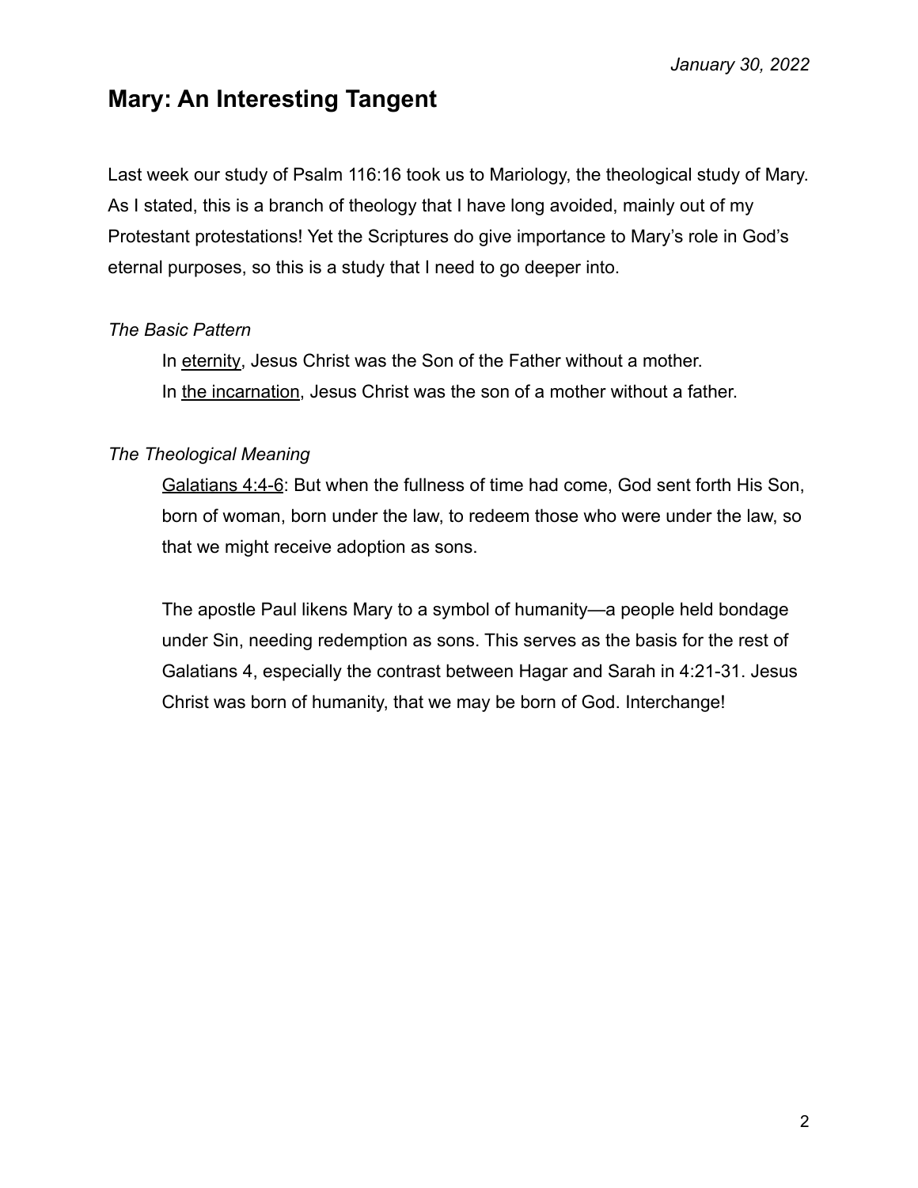*January 30, 2022*

## Mary: An Interesting Tangent

Last week our study of Psalm 116:16 took us to Mariology, the theological study of Mary. As I stated, this is a branch of theology that I have long avoided, mainly out of my Protestant protestations! Yet the Scriptures do give importance to Mary's role in God's eternal purposes, so this is a study that I need to go deeper into.

*The Basic Pattern*

In <u>eternity</u>, Jesus Christ was the Son of the Father without a mother.
In <u>the incarnation</u>, Jesus Christ was the son of a mother without a father.

*The Theological Meaning*

<u>Galatians 4:4-6</u>: But when the fullness of time had come, God sent forth His Son, born of woman, born under the law, to redeem those who were under the law, so that we might receive adoption as sons.

The apostle Paul likens Mary to a symbol of humanity—a people held bondage under Sin, needing redemption as sons. This serves as the basis for the rest of Galatians 4, especially the contrast between Hagar and Sarah in 4:21-31. Jesus Christ was born of humanity, that we may be born of God. Interchange!